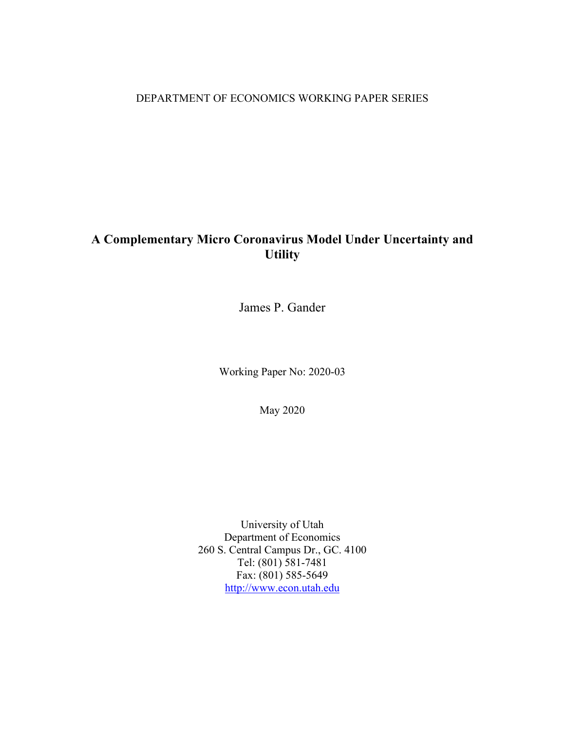DEPARTMENT OF ECONOMICS WORKING PAPER SERIES

# A Complementary Micro Coronavirus Model Under Uncertainty and Utility

James P. Gander

Working Paper No: 2020-03

May 2020

University of Utah
Department of Economics
260 S. Central Campus Dr., GC. 4100
Tel: (801) 581-7481
Fax: (801) 585-5649
http://www.econ.utah.edu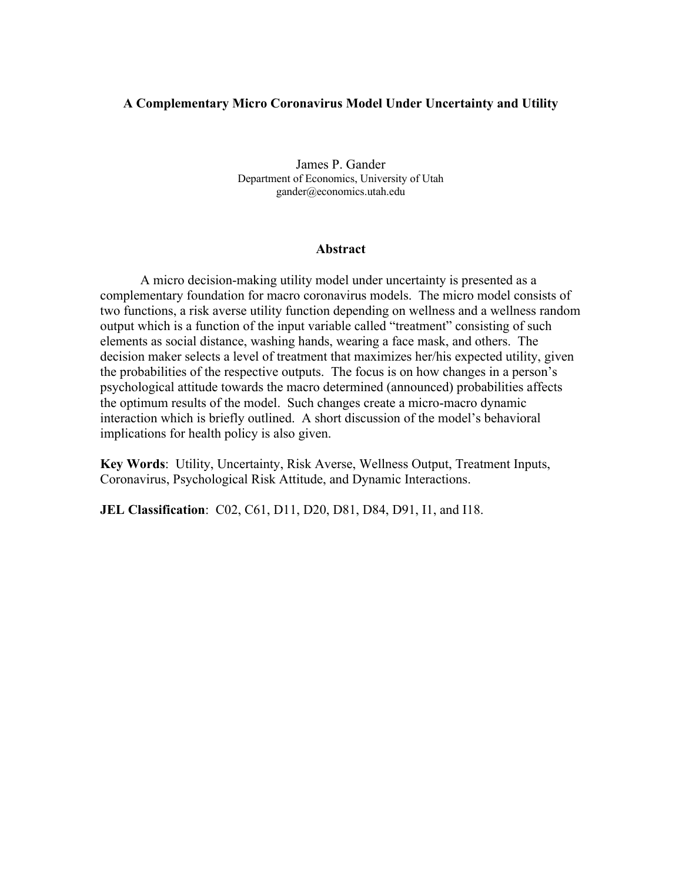**A Complementary Micro Coronavirus Model Under Uncertainty and Utility**

James P. Gander
Department of Economics, University of Utah
gander@economics.utah.edu

## Abstract

A micro decision-making utility model under uncertainty is presented as a complementary foundation for macro coronavirus models. The micro model consists of two functions, a risk averse utility function depending on wellness and a wellness random output which is a function of the input variable called "treatment" consisting of such elements as social distance, washing hands, wearing a face mask, and others. The decision maker selects a level of treatment that maximizes her/his expected utility, given the probabilities of the respective outputs. The focus is on how changes in a person's psychological attitude towards the macro determined (announced) probabilities affects the optimum results of the model. Such changes create a micro-macro dynamic interaction which is briefly outlined. A short discussion of the model's behavioral implications for health policy is also given.

**Key Words**: Utility, Uncertainty, Risk Averse, Wellness Output, Treatment Inputs, Coronavirus, Psychological Risk Attitude, and Dynamic Interactions.

**JEL Classification**: C02, C61, D11, D20, D81, D84, D91, I1, and I18.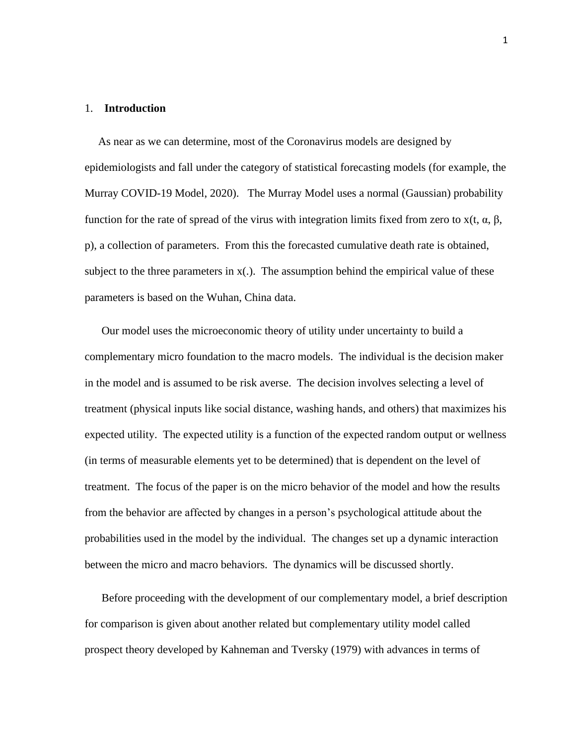## 1. **Introduction**

As near as we can determine, most of the Coronavirus models are designed by epidemiologists and fall under the category of statistical forecasting models (for example, the Murray COVID-19 Model, 2020). The Murray Model uses a normal (Gaussian) probability function for the rate of spread of the virus with integration limits fixed from zero to $x(t, \alpha, \beta, p)$, a collection of parameters. From this the forecasted cumulative death rate is obtained, subject to the three parameters in $x(.)$. The assumption behind the empirical value of these parameters is based on the Wuhan, China data.

Our model uses the microeconomic theory of utility under uncertainty to build a complementary micro foundation to the macro models. The individual is the decision maker in the model and is assumed to be risk averse. The decision involves selecting a level of treatment (physical inputs like social distance, washing hands, and others) that maximizes his expected utility. The expected utility is a function of the expected random output or wellness (in terms of measurable elements yet to be determined) that is dependent on the level of treatment. The focus of the paper is on the micro behavior of the model and how the results from the behavior are affected by changes in a person's psychological attitude about the probabilities used in the model by the individual. The changes set up a dynamic interaction between the micro and macro behaviors. The dynamics will be discussed shortly.

Before proceeding with the development of our complementary model, a brief description for comparison is given about another related but complementary utility model called prospect theory developed by Kahneman and Tversky (1979) with advances in terms of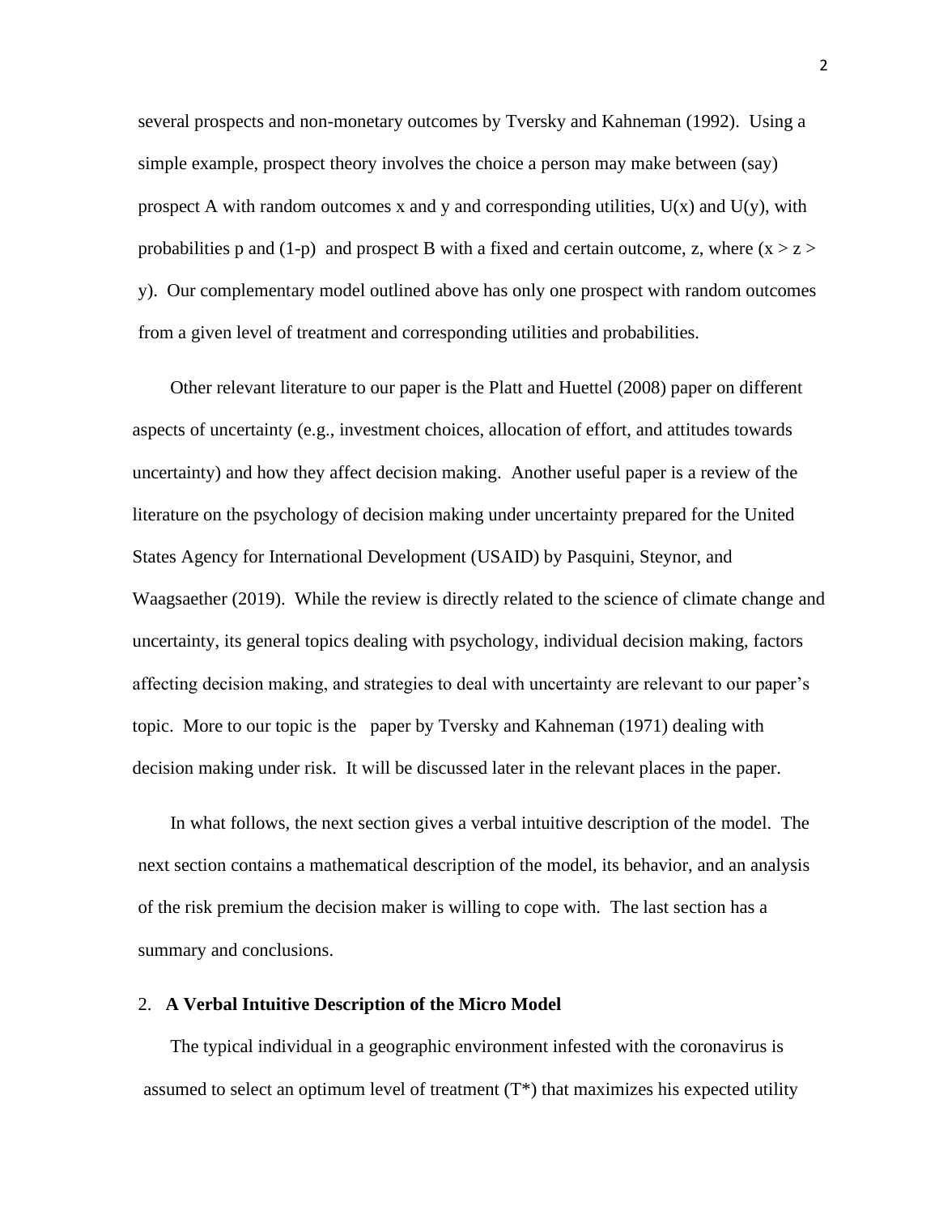several prospects and non-monetary outcomes by Tversky and Kahneman (1992). Using a simple example, prospect theory involves the choice a person may make between (say) prospect A with random outcomes x and y and corresponding utilities, $U(x)$ and $U(y)$, with probabilities p and $(1-p)$ and prospect B with a fixed and certain outcome, z, where $(x > z > y)$. Our complementary model outlined above has only one prospect with random outcomes from a given level of treatment and corresponding utilities and probabilities.

Other relevant literature to our paper is the Platt and Huettel (2008) paper on different aspects of uncertainty (e.g., investment choices, allocation of effort, and attitudes towards uncertainty) and how they affect decision making. Another useful paper is a review of the literature on the psychology of decision making under uncertainty prepared for the United States Agency for International Development (USAID) by Pasquini, Steynor, and Waagsaether (2019). While the review is directly related to the science of climate change and uncertainty, its general topics dealing with psychology, individual decision making, factors affecting decision making, and strategies to deal with uncertainty are relevant to our paper's topic. More to our topic is the paper by Tversky and Kahneman (1971) dealing with decision making under risk. It will be discussed later in the relevant places in the paper.

In what follows, the next section gives a verbal intuitive description of the model. The next section contains a mathematical description of the model, its behavior, and an analysis of the risk premium the decision maker is willing to cope with. The last section has a summary and conclusions.

## 2. A Verbal Intuitive Description of the Micro Model

The typical individual in a geographic environment infested with the coronavirus is assumed to select an optimum level of treatment ($T^*$) that maximizes his expected utility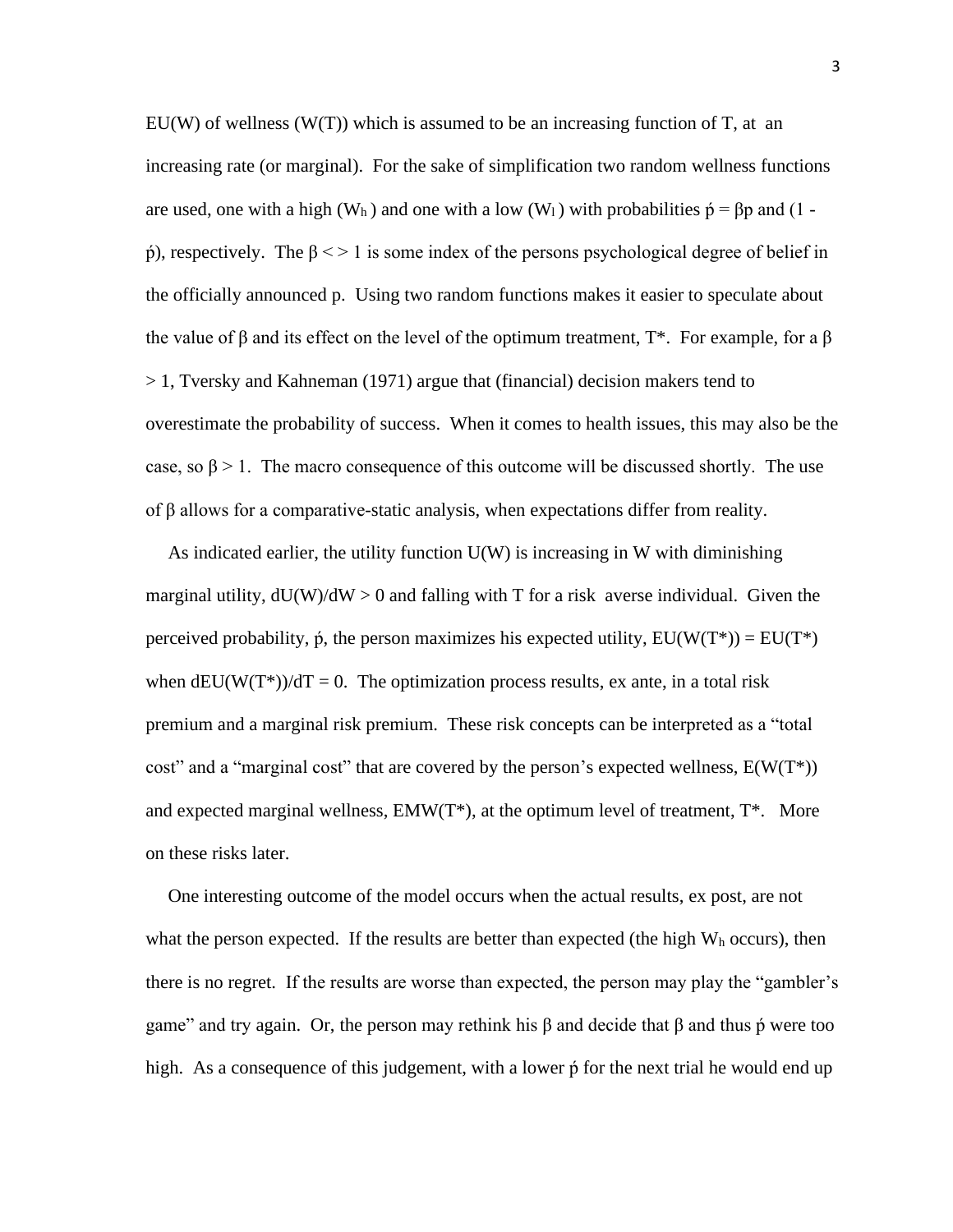EU(W) of wellness (W(T)) which is assumed to be an increasing function of T, at an increasing rate (or marginal). For the sake of simplification two random wellness functions are used, one with a high ($W_h$) and one with a low ($W_l$) with probabilities $\acute{p} = \beta p$ and $(1 - \acute{p})$, respectively. The $\beta <> 1$ is some index of the persons psychological degree of belief in the officially announced p. Using two random functions makes it easier to speculate about the value of $\beta$ and its effect on the level of the optimum treatment, T*. For example, for a $\beta > 1$, Tversky and Kahneman (1971) argue that (financial) decision makers tend to overestimate the probability of success. When it comes to health issues, this may also be the case, so $\beta > 1$. The macro consequence of this outcome will be discussed shortly. The use of $\beta$ allows for a comparative-static analysis, when expectations differ from reality.

As indicated earlier, the utility function U(W) is increasing in W with diminishing marginal utility, $dU(W)/dW > 0$ and falling with T for a risk averse individual. Given the perceived probability, $\acute{p}$, the person maximizes his expected utility, $EU(W(T^*)) = EU(T^*)$ when $dEU(W(T^*))/dT = 0$. The optimization process results, ex ante, in a total risk premium and a marginal risk premium. These risk concepts can be interpreted as a "total cost" and a "marginal cost" that are covered by the person's expected wellness, E(W(T*)) and expected marginal wellness, EMW(T*), at the optimum level of treatment, T*. More on these risks later.

One interesting outcome of the model occurs when the actual results, ex post, are not what the person expected. If the results are better than expected (the high $W_h$ occurs), then there is no regret. If the results are worse than expected, the person may play the "gambler's game" and try again. Or, the person may rethink his $\beta$ and decide that $\beta$ and thus $\acute{p}$ were too high. As a consequence of this judgement, with a lower $\acute{p}$ for the next trial he would end up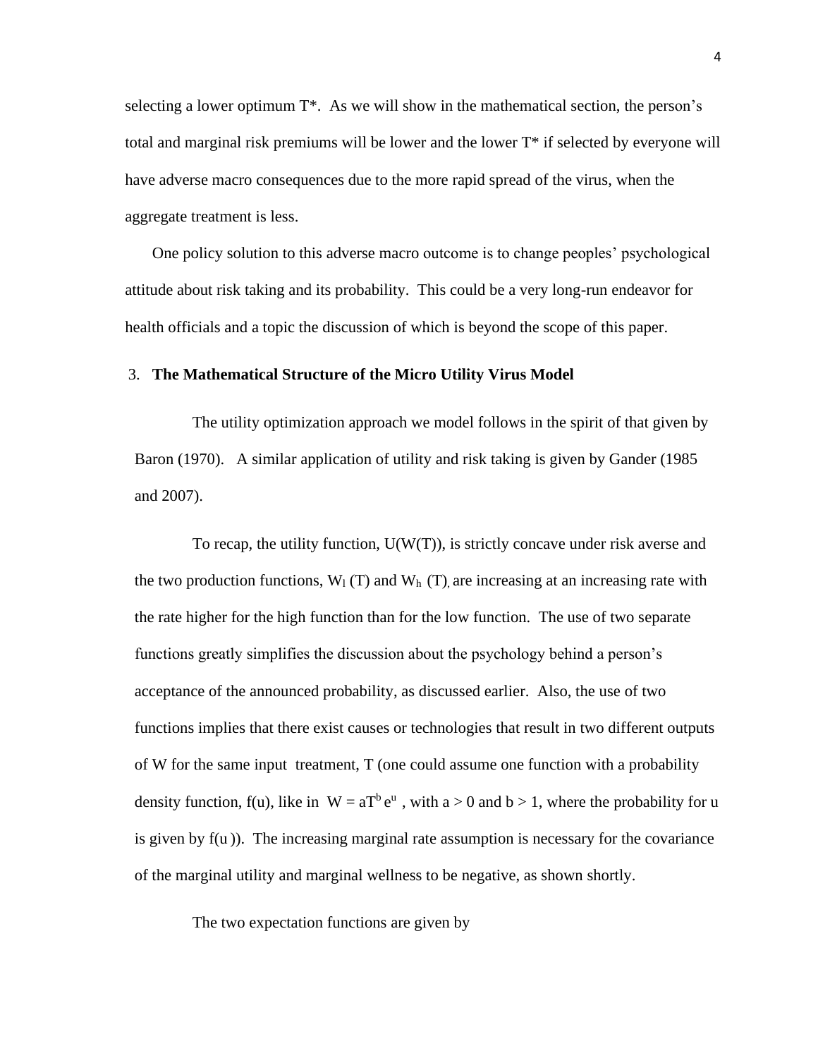selecting a lower optimum T*. As we will show in the mathematical section, the person's total and marginal risk premiums will be lower and the lower T* if selected by everyone will have adverse macro consequences due to the more rapid spread of the virus, when the aggregate treatment is less.

One policy solution to this adverse macro outcome is to change peoples' psychological attitude about risk taking and its probability. This could be a very long-run endeavor for health officials and a topic the discussion of which is beyond the scope of this paper.

## 3. **The Mathematical Structure of the Micro Utility Virus Model**

The utility optimization approach we model follows in the spirit of that given by Baron (1970). A similar application of utility and risk taking is given by Gander (1985 and 2007).

To recap, the utility function, $U(W(T))$, is strictly concave under risk averse and the two production functions, $W_l(T)$ and $W_h(T)$, are increasing at an increasing rate with the rate higher for the high function than for the low function. The use of two separate functions greatly simplifies the discussion about the psychology behind a person's acceptance of the announced probability, as discussed earlier. Also, the use of two functions implies that there exist causes or technologies that result in two different outputs of W for the same input treatment, T (one could assume one function with a probability density function, f(u), like in $W = aT^b e^u$, with $a > 0$ and $b > 1$, where the probability for u is given by f(u)). The increasing marginal rate assumption is necessary for the covariance of the marginal utility and marginal wellness to be negative, as shown shortly.

The two expectation functions are given by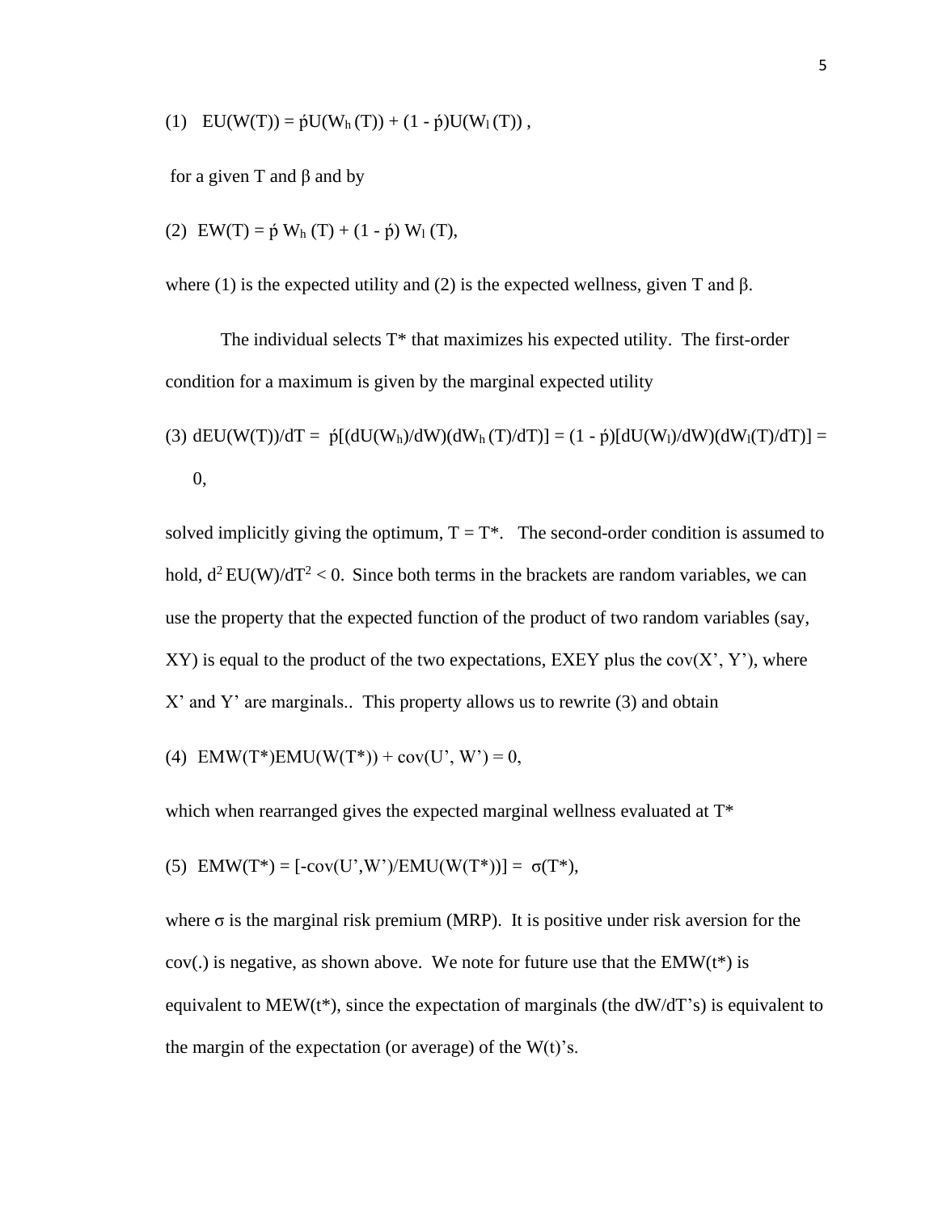(1) $EU(W(T)) = \acute{p}U(W_h(T)) + (1 - \acute{p})U(W_l(T))$ ,

for a given T and β and by

(2) $EW(T) = \acute{p}\, W_h(T) + (1 - \acute{p})\, W_l(T)$,

where (1) is the expected utility and (2) is the expected wellness, given T and β.

The individual selects T* that maximizes his expected utility. The first-order condition for a maximum is given by the marginal expected utility

(3) $dEU(W(T))/dT = \acute{p}[(dU(W_h)/dW)(dW_h(T)/dT)] = (1 - \acute{p})[dU(W_l)/dW)(dW_l(T)/dT)] = 0$,

solved implicitly giving the optimum, $T = T^*$. The second-order condition is assumed to hold, $d^2 EU(W)/dT^2 < 0$. Since both terms in the brackets are random variables, we can use the property that the expected function of the product of two random variables (say, XY) is equal to the product of the two expectations, EXEY plus the cov(X', Y'), where X' and Y' are marginals.. This property allows us to rewrite (3) and obtain

(4) $EMW(T^*)EMU(W(T^*)) + cov(U', W') = 0$,

which when rearranged gives the expected marginal wellness evaluated at T*

(5) $EMW(T^*) = [-cov(U',W')/EMU(W(T^*))] = \sigma(T^*)$,

where σ is the marginal risk premium (MRP). It is positive under risk aversion for the cov(.) is negative, as shown above. We note for future use that the EMW(t*) is equivalent to MEW(t*), since the expectation of marginals (the dW/dT's) is equivalent to the margin of the expectation (or average) of the W(t)'s.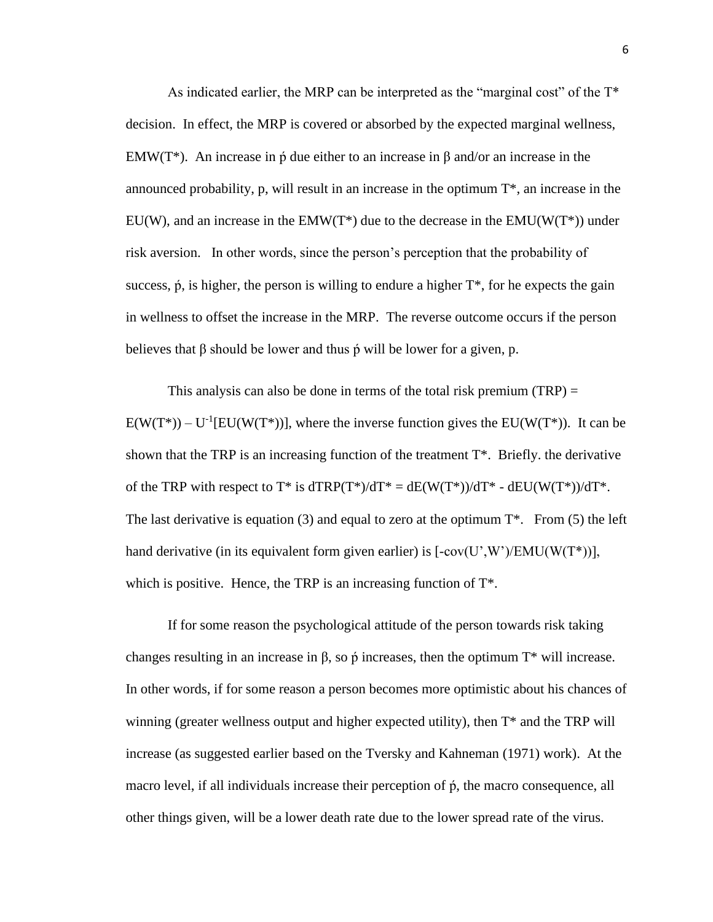As indicated earlier, the MRP can be interpreted as the "marginal cost" of the T* decision. In effect, the MRP is covered or absorbed by the expected marginal wellness, EMW(T*). An increase in ṕ due either to an increase in $\beta$ and/or an increase in the announced probability, p, will result in an increase in the optimum T*, an increase in the EU(W), and an increase in the EMW(T*) due to the decrease in the EMU(W(T*)) under risk aversion. In other words, since the person's perception that the probability of success, ṕ, is higher, the person is willing to endure a higher T*, for he expects the gain in wellness to offset the increase in the MRP. The reverse outcome occurs if the person believes that $\beta$ should be lower and thus ṕ will be lower for a given, p.

This analysis can also be done in terms of the total risk premium (TRP) = $E(W(T^*)) - U^{-1}[EU(W(T^*))]$, where the inverse function gives the EU(W(T*)). It can be shown that the TRP is an increasing function of the treatment T*. Briefly. the derivative of the TRP with respect to T* is $dTRP(T^*)/dT^* = dE(W(T^*))/dT^* - dEU(W(T^*))/dT^*$. The last derivative is equation (3) and equal to zero at the optimum T*. From (5) the left hand derivative (in its equivalent form given earlier) is $[-cov(U',W')/EMU(W(T^*))]$, which is positive. Hence, the TRP is an increasing function of T*.

If for some reason the psychological attitude of the person towards risk taking changes resulting in an increase in $\beta$, so ṕ increases, then the optimum T* will increase. In other words, if for some reason a person becomes more optimistic about his chances of winning (greater wellness output and higher expected utility), then T* and the TRP will increase (as suggested earlier based on the Tversky and Kahneman (1971) work). At the macro level, if all individuals increase their perception of ṕ, the macro consequence, all other things given, will be a lower death rate due to the lower spread rate of the virus.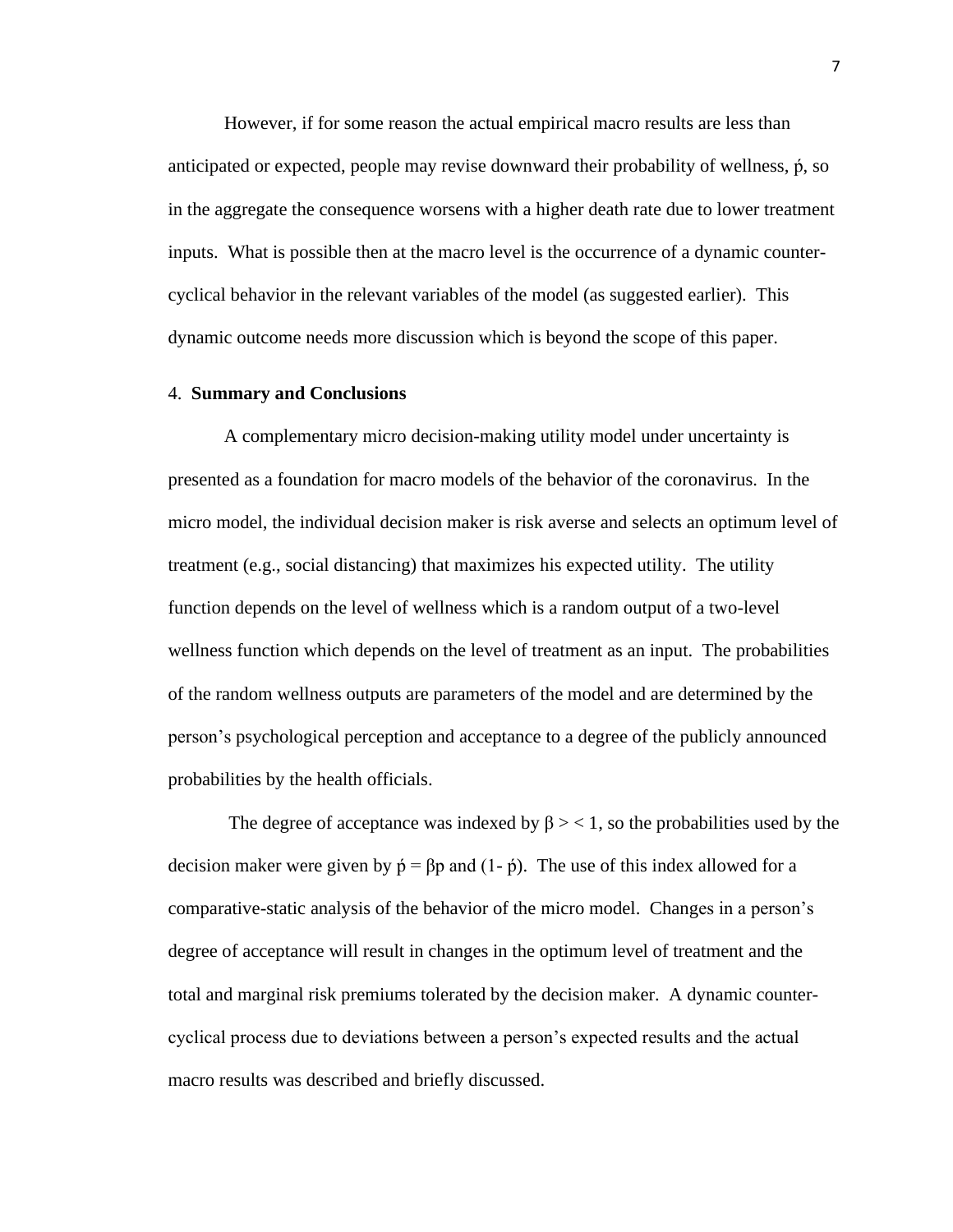However, if for some reason the actual empirical macro results are less than anticipated or expected, people may revise downward their probability of wellness, ṕ, so in the aggregate the consequence worsens with a higher death rate due to lower treatment inputs. What is possible then at the macro level is the occurrence of a dynamic counter-cyclical behavior in the relevant variables of the model (as suggested earlier). This dynamic outcome needs more discussion which is beyond the scope of this paper.

## 4. **Summary and Conclusions**

A complementary micro decision-making utility model under uncertainty is presented as a foundation for macro models of the behavior of the coronavirus. In the micro model, the individual decision maker is risk averse and selects an optimum level of treatment (e.g., social distancing) that maximizes his expected utility. The utility function depends on the level of wellness which is a random output of a two-level wellness function which depends on the level of treatment as an input. The probabilities of the random wellness outputs are parameters of the model and are determined by the person's psychological perception and acceptance to a degree of the publicly announced probabilities by the health officials.

The degree of acceptance was indexed by $\beta > < 1$, so the probabilities used by the decision maker were given by ṕ = βp and (1- ṕ). The use of this index allowed for a comparative-static analysis of the behavior of the micro model. Changes in a person's degree of acceptance will result in changes in the optimum level of treatment and the total and marginal risk premiums tolerated by the decision maker. A dynamic counter-cyclical process due to deviations between a person's expected results and the actual macro results was described and briefly discussed.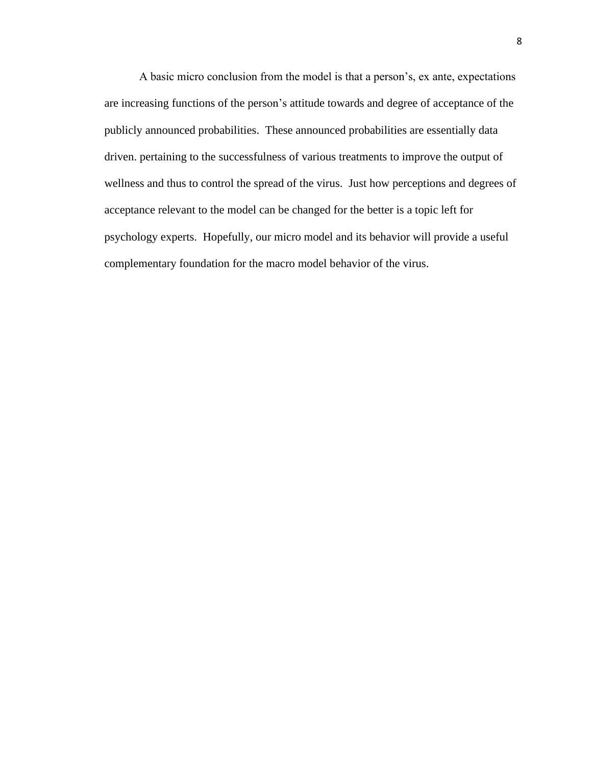A basic micro conclusion from the model is that a person's, ex ante, expectations are increasing functions of the person's attitude towards and degree of acceptance of the publicly announced probabilities. These announced probabilities are essentially data driven. pertaining to the successfulness of various treatments to improve the output of wellness and thus to control the spread of the virus. Just how perceptions and degrees of acceptance relevant to the model can be changed for the better is a topic left for psychology experts. Hopefully, our micro model and its behavior will provide a useful complementary foundation for the macro model behavior of the virus.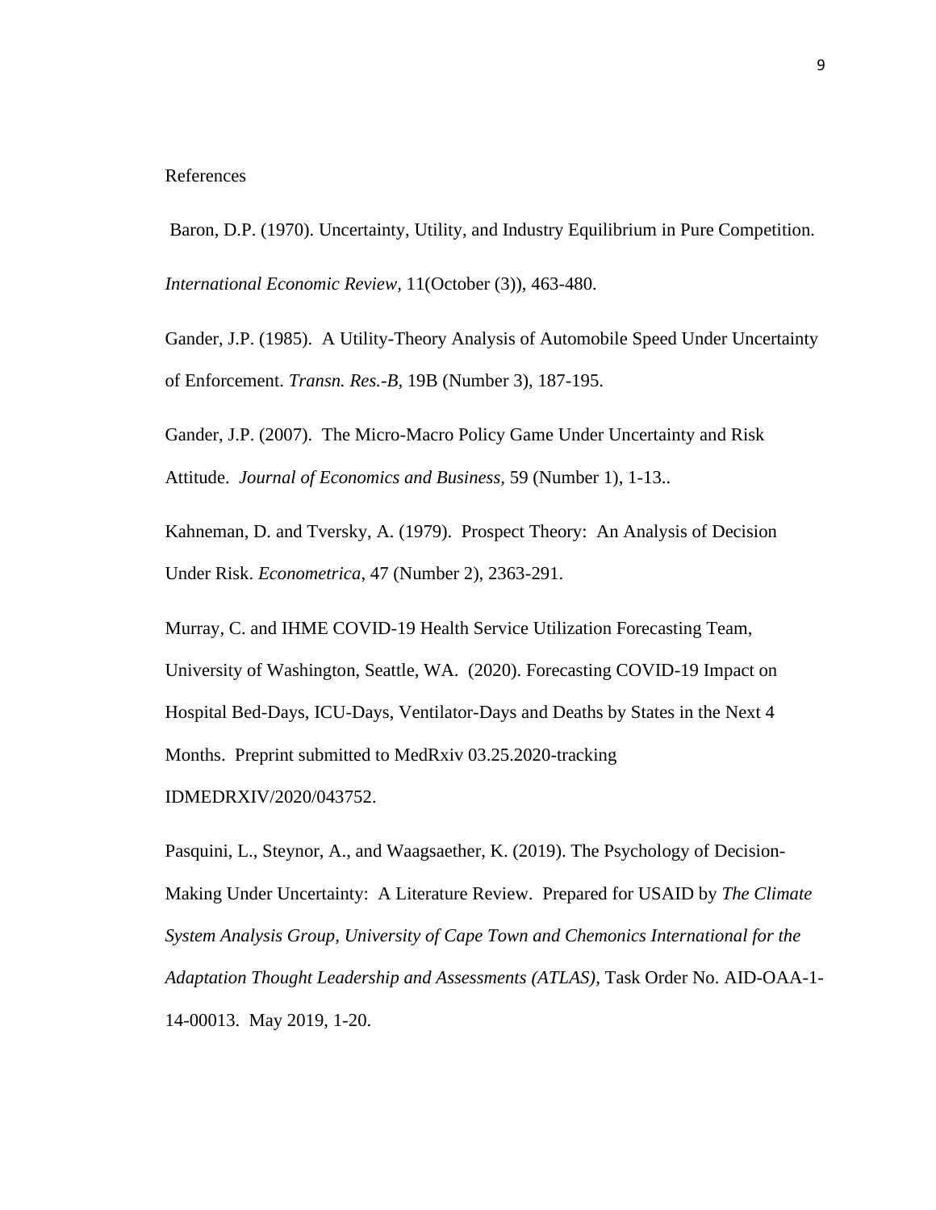# References

Baron, D.P. (1970). Uncertainty, Utility, and Industry Equilibrium in Pure Competition. *International Economic Review,* 11(October (3)), 463-480.

Gander, J.P. (1985). A Utility-Theory Analysis of Automobile Speed Under Uncertainty of Enforcement. *Transn. Res.-B,* 19B (Number 3), 187-195.

Gander, J.P. (2007). The Micro-Macro Policy Game Under Uncertainty and Risk Attitude. *Journal of Economics and Business,* 59 (Number 1), 1-13..

Kahneman, D. and Tversky, A. (1979). Prospect Theory: An Analysis of Decision Under Risk. *Econometrica*, 47 (Number 2), 2363-291.

Murray, C. and IHME COVID-19 Health Service Utilization Forecasting Team, University of Washington, Seattle, WA. (2020). Forecasting COVID-19 Impact on Hospital Bed-Days, ICU-Days, Ventilator-Days and Deaths by States in the Next 4 Months. Preprint submitted to MedRxiv 03.25.2020-tracking IDMEDRXIV/2020/043752.

Pasquini, L., Steynor, A., and Waagsaether, K. (2019). The Psychology of Decision-Making Under Uncertainty: A Literature Review. Prepared for USAID by *The Climate System Analysis Group, University of Cape Town and Chemonics International for the Adaptation Thought Leadership and Assessments (ATLAS),* Task Order No. AID-OAA-1-14-00013. May 2019, 1-20.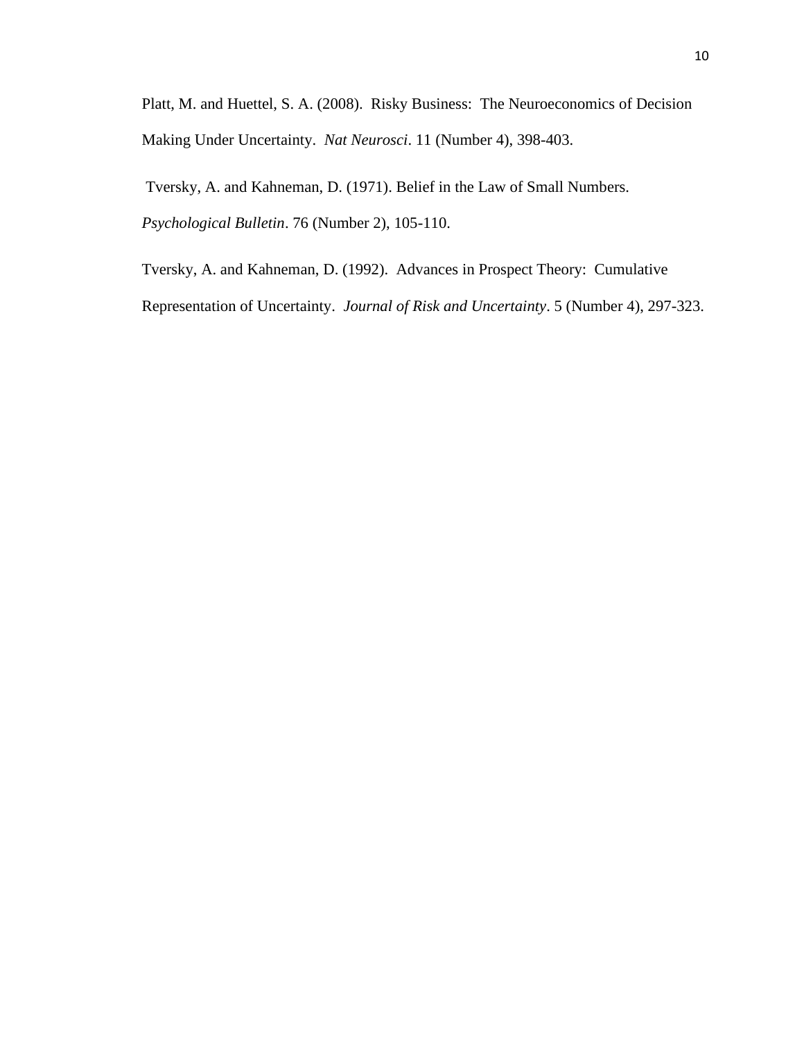Platt, M. and Huettel, S. A. (2008). Risky Business: The Neuroeconomics of Decision Making Under Uncertainty. *Nat Neurosci*. 11 (Number 4), 398-403.

Tversky, A. and Kahneman, D. (1971). Belief in the Law of Small Numbers. *Psychological Bulletin*. 76 (Number 2), 105-110.

Tversky, A. and Kahneman, D. (1992). Advances in Prospect Theory: Cumulative Representation of Uncertainty. *Journal of Risk and Uncertainty*. 5 (Number 4), 297-323.